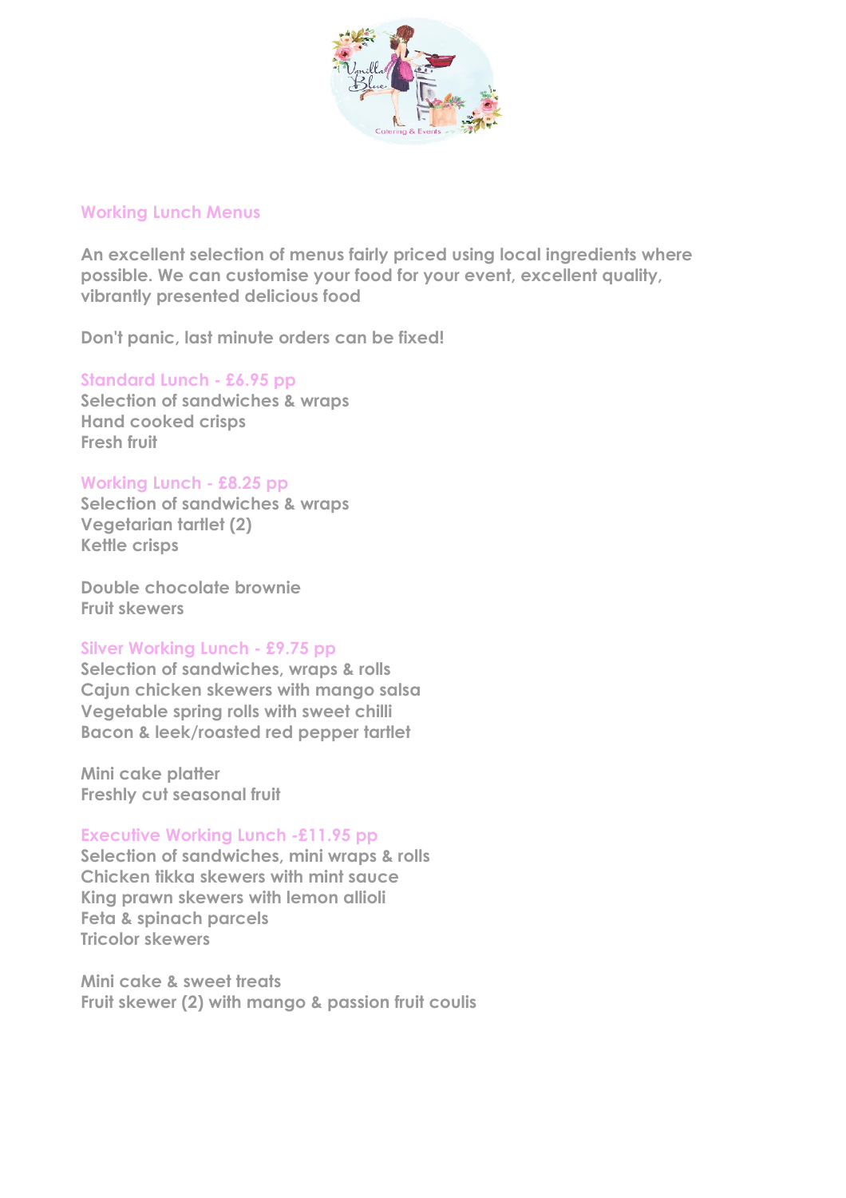## Working Lunch Menus

**An excellent selection of menus fairly priced using local ingredients where possible. We can customise your food for your event, excellent quality, vibrantly presented delicious food**

**Don't panic, last minute orders can be fixed!**

### Standard Lunch - £6.95 pp

Selection of sandwiches & wraps
Hand cooked crisps
Fresh fruit

### Working Lunch - £8.25 pp

Selection of sandwiches & wraps
Vegetarian tartlet (2)
Kettle crisps

Double chocolate brownie
Fruit skewers

### Silver Working Lunch - £9.75 pp

Selection of sandwiches, wraps & rolls
Cajun chicken skewers with mango salsa
Vegetable spring rolls with sweet chilli
Bacon & leek/roasted red pepper tartlet

Mini cake platter
Freshly cut seasonal fruit

### Executive Working Lunch -£11.95 pp

Selection of sandwiches, mini wraps & rolls
Chicken tikka skewers with mint sauce
King prawn skewers with lemon allioli
Feta & spinach parcels
Tricolor skewers

Mini cake & sweet treats
Fruit skewer (2) with mango & passion fruit coulis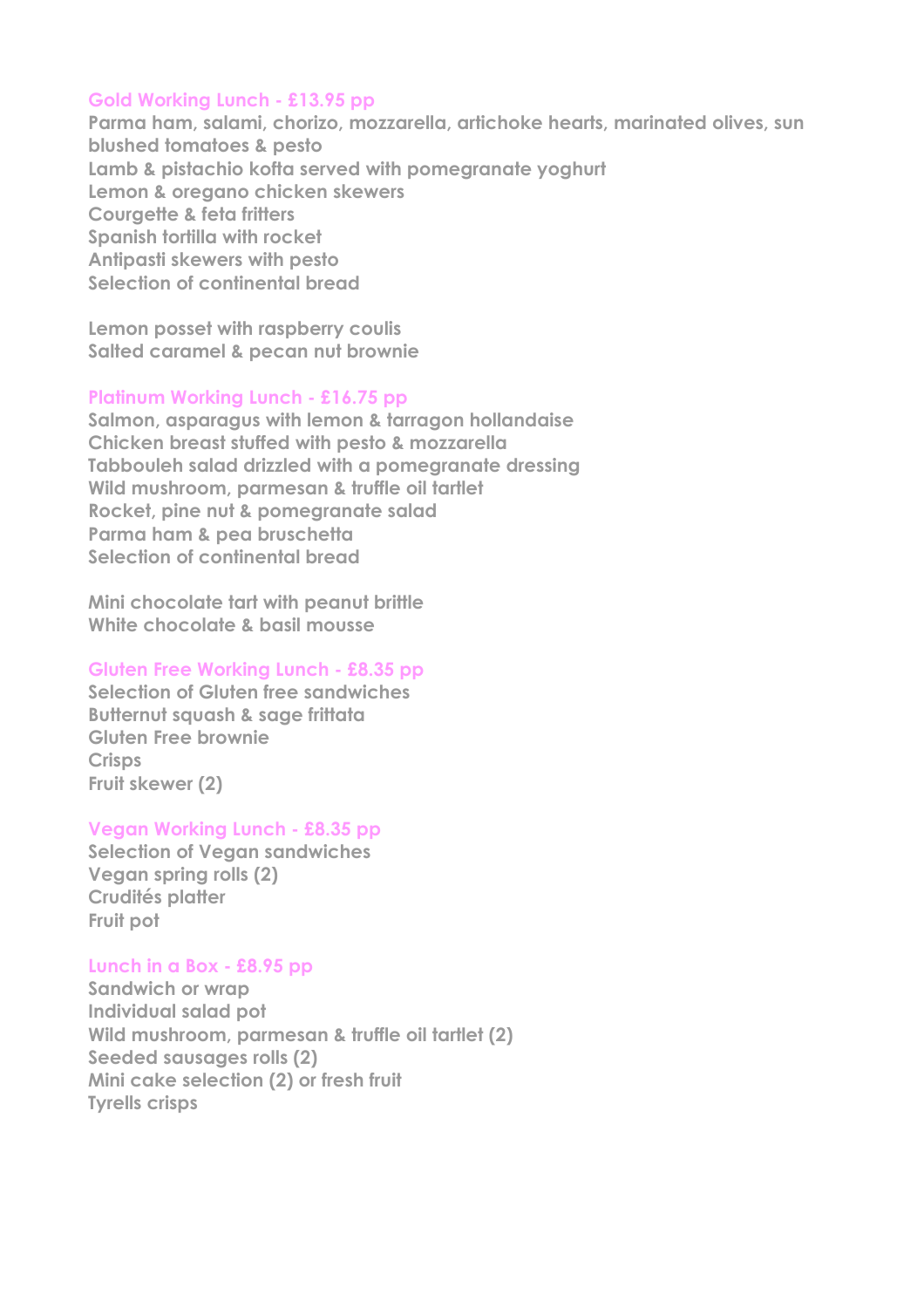## Gold Working Lunch - £13.95 pp

Parma ham, salami, chorizo, mozzarella, artichoke hearts, marinated olives, sun blushed tomatoes & pesto
Lamb & pistachio kofta served with pomegranate yoghurt
Lemon & oregano chicken skewers
Courgette & feta fritters
Spanish tortilla with rocket
Antipasti skewers with pesto
Selection of continental bread

Lemon posset with raspberry coulis
Salted caramel & pecan nut brownie

## Platinum Working Lunch - £16.75 pp

Salmon, asparagus with lemon & tarragon hollandaise
Chicken breast stuffed with pesto & mozzarella
Tabbouleh salad drizzled with a pomegranate dressing
Wild mushroom, parmesan & truffle oil tartlet
Rocket, pine nut & pomegranate salad
Parma ham & pea bruschetta
Selection of continental bread

Mini chocolate tart with peanut brittle
White chocolate & basil mousse

## Gluten Free Working Lunch - £8.35 pp

Selection of Gluten free sandwiches
Butternut squash & sage frittata
Gluten Free brownie
Crisps
Fruit skewer (2)

## Vegan Working Lunch - £8.35 pp

Selection of Vegan sandwiches
Vegan spring rolls (2)
Crudités platter
Fruit pot

## Lunch in a Box - £8.95 pp

Sandwich or wrap
Individual salad pot
Wild mushroom, parmesan & truffle oil tartlet (2)
Seeded sausages rolls (2)
Mini cake selection (2) or fresh fruit
Tyrells crisps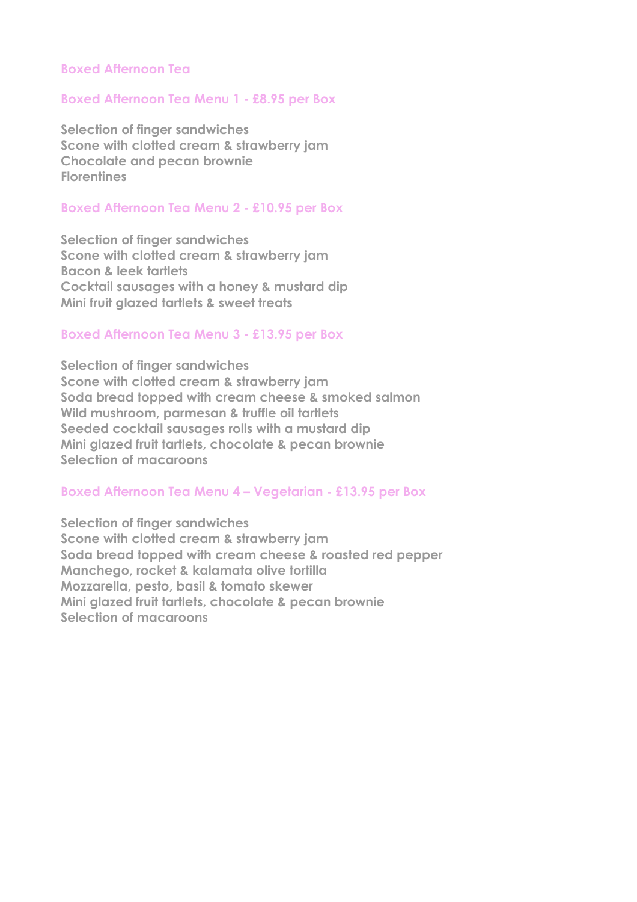# Boxed Afternoon Tea

## Boxed Afternoon Tea Menu 1 - £8.95 per Box

**Selection of finger sandwiches**
**Scone with clotted cream & strawberry jam**
**Chocolate and pecan brownie**
**Florentines**

## Boxed Afternoon Tea Menu 2 - £10.95 per Box

**Selection of finger sandwiches**
**Scone with clotted cream & strawberry jam**
**Bacon & leek tartlets**
**Cocktail sausages with a honey & mustard dip**
**Mini fruit glazed tartlets & sweet treats**

## Boxed Afternoon Tea Menu 3 - £13.95 per Box

**Selection of finger sandwiches**
**Scone with clotted cream & strawberry jam**
**Soda bread topped with cream cheese & smoked salmon**
**Wild mushroom, parmesan & truffle oil tartlets**
**Seeded cocktail sausages rolls with a mustard dip**
**Mini glazed fruit tartlets, chocolate & pecan brownie**
**Selection of macaroons**

## Boxed Afternoon Tea Menu 4 – Vegetarian - £13.95 per Box

**Selection of finger sandwiches**
**Scone with clotted cream & strawberry jam**
**Soda bread topped with cream cheese & roasted red pepper**
**Manchego, rocket & kalamata olive tortilla**
**Mozzarella, pesto, basil & tomato skewer**
**Mini glazed fruit tartlets, chocolate & pecan brownie**
**Selection of macaroons**